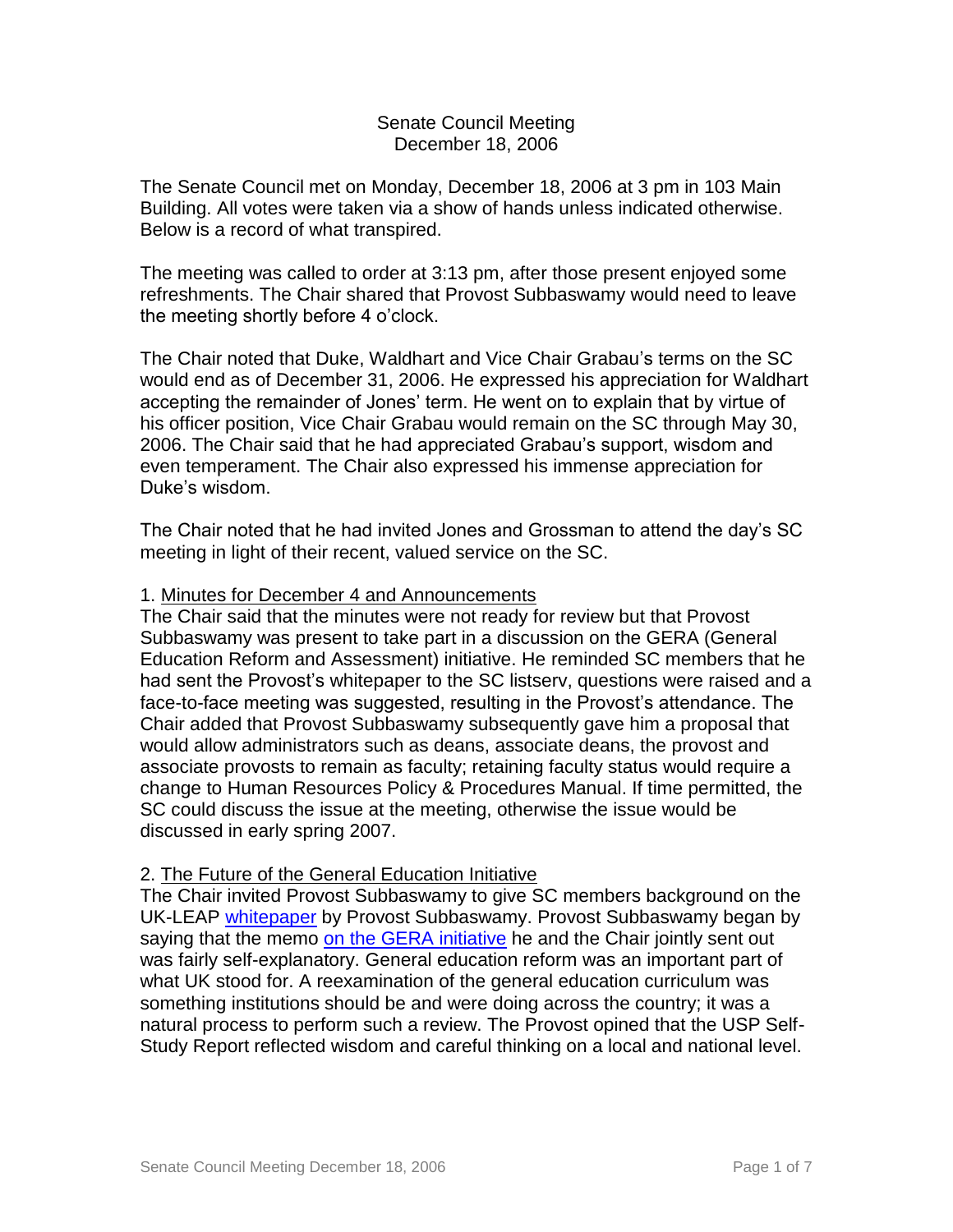Senate Council Meeting
December 18, 2006

The Senate Council met on Monday, December 18, 2006 at 3 pm in 103 Main Building. All votes were taken via a show of hands unless indicated otherwise. Below is a record of what transpired.

The meeting was called to order at 3:13 pm, after those present enjoyed some refreshments. The Chair shared that Provost Subbaswamy would need to leave the meeting shortly before 4 o'clock.

The Chair noted that Duke, Waldhart and Vice Chair Grabau's terms on the SC would end as of December 31, 2006. He expressed his appreciation for Waldhart accepting the remainder of Jones' term. He went on to explain that by virtue of his officer position, Vice Chair Grabau would remain on the SC through May 30, 2006. The Chair said that he had appreciated Grabau's support, wisdom and even temperament. The Chair also expressed his immense appreciation for Duke's wisdom.

The Chair noted that he had invited Jones and Grossman to attend the day's SC meeting in light of their recent, valued service on the SC.

1. Minutes for December 4 and Announcements

The Chair said that the minutes were not ready for review but that Provost Subbaswamy was present to take part in a discussion on the GERA (General Education Reform and Assessment) initiative. He reminded SC members that he had sent the Provost's whitepaper to the SC listserv, questions were raised and a face-to-face meeting was suggested, resulting in the Provost's attendance. The Chair added that Provost Subbaswamy subsequently gave him a proposal that would allow administrators such as deans, associate deans, the provost and associate provosts to remain as faculty; retaining faculty status would require a change to Human Resources Policy & Procedures Manual. If time permitted, the SC could discuss the issue at the meeting, otherwise the issue would be discussed in early spring 2007.

2. The Future of the General Education Initiative

The Chair invited Provost Subbaswamy to give SC members background on the UK-LEAP whitepaper by Provost Subbaswamy. Provost Subbaswamy began by saying that the memo on the GERA initiative he and the Chair jointly sent out was fairly self-explanatory. General education reform was an important part of what UK stood for. A reexamination of the general education curriculum was something institutions should be and were doing across the country; it was a natural process to perform such a review. The Provost opined that the USP Self-Study Report reflected wisdom and careful thinking on a local and national level.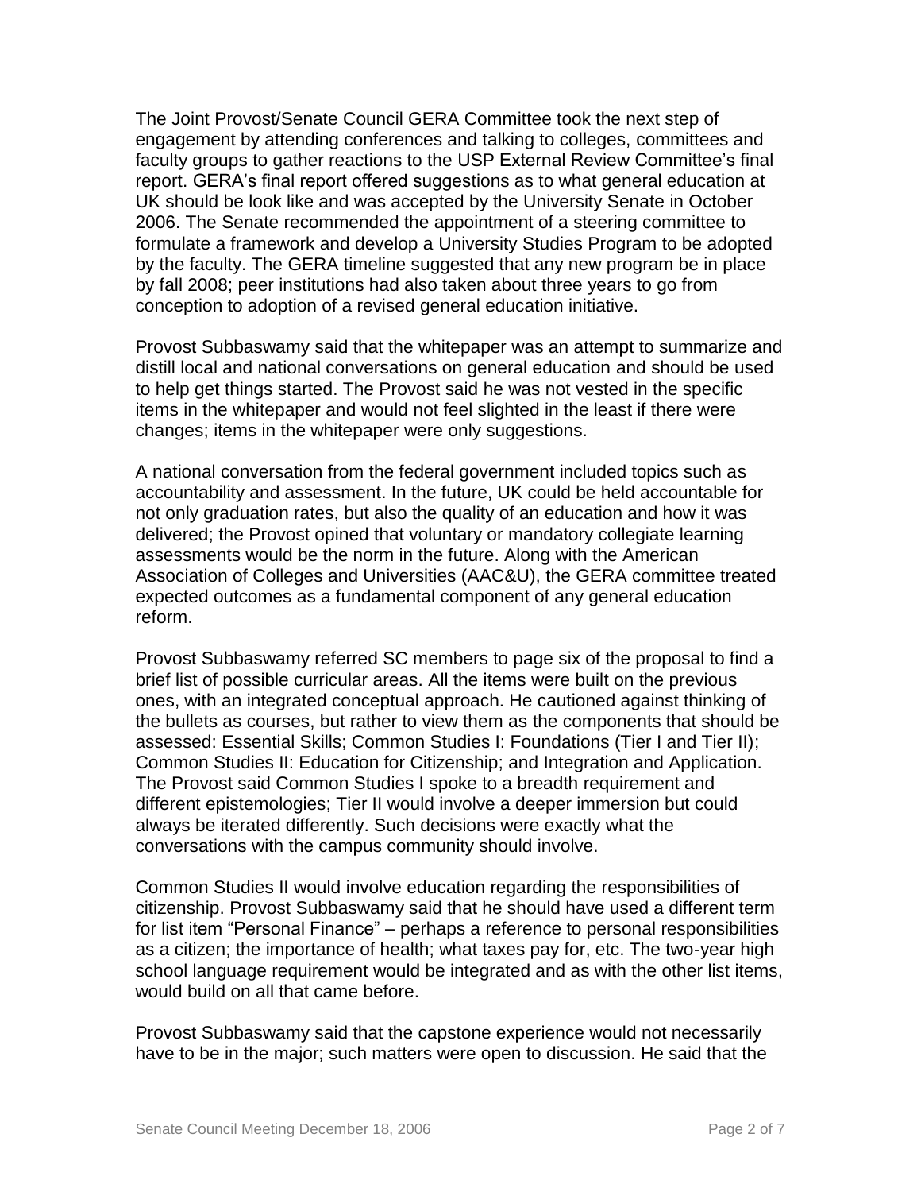The Joint Provost/Senate Council GERA Committee took the next step of engagement by attending conferences and talking to colleges, committees and faculty groups to gather reactions to the USP External Review Committee's final report. GERA's final report offered suggestions as to what general education at UK should be look like and was accepted by the University Senate in October 2006. The Senate recommended the appointment of a steering committee to formulate a framework and develop a University Studies Program to be adopted by the faculty. The GERA timeline suggested that any new program be in place by fall 2008; peer institutions had also taken about three years to go from conception to adoption of a revised general education initiative.

Provost Subbaswamy said that the whitepaper was an attempt to summarize and distill local and national conversations on general education and should be used to help get things started. The Provost said he was not vested in the specific items in the whitepaper and would not feel slighted in the least if there were changes; items in the whitepaper were only suggestions.

A national conversation from the federal government included topics such as accountability and assessment. In the future, UK could be held accountable for not only graduation rates, but also the quality of an education and how it was delivered; the Provost opined that voluntary or mandatory collegiate learning assessments would be the norm in the future. Along with the American Association of Colleges and Universities (AAC&U), the GERA committee treated expected outcomes as a fundamental component of any general education reform.

Provost Subbaswamy referred SC members to page six of the proposal to find a brief list of possible curricular areas. All the items were built on the previous ones, with an integrated conceptual approach. He cautioned against thinking of the bullets as courses, but rather to view them as the components that should be assessed: Essential Skills; Common Studies I: Foundations (Tier I and Tier II); Common Studies II: Education for Citizenship; and Integration and Application. The Provost said Common Studies I spoke to a breadth requirement and different epistemologies; Tier II would involve a deeper immersion but could always be iterated differently. Such decisions were exactly what the conversations with the campus community should involve.

Common Studies II would involve education regarding the responsibilities of citizenship. Provost Subbaswamy said that he should have used a different term for list item "Personal Finance" – perhaps a reference to personal responsibilities as a citizen; the importance of health; what taxes pay for, etc. The two-year high school language requirement would be integrated and as with the other list items, would build on all that came before.

Provost Subbaswamy said that the capstone experience would not necessarily have to be in the major; such matters were open to discussion. He said that the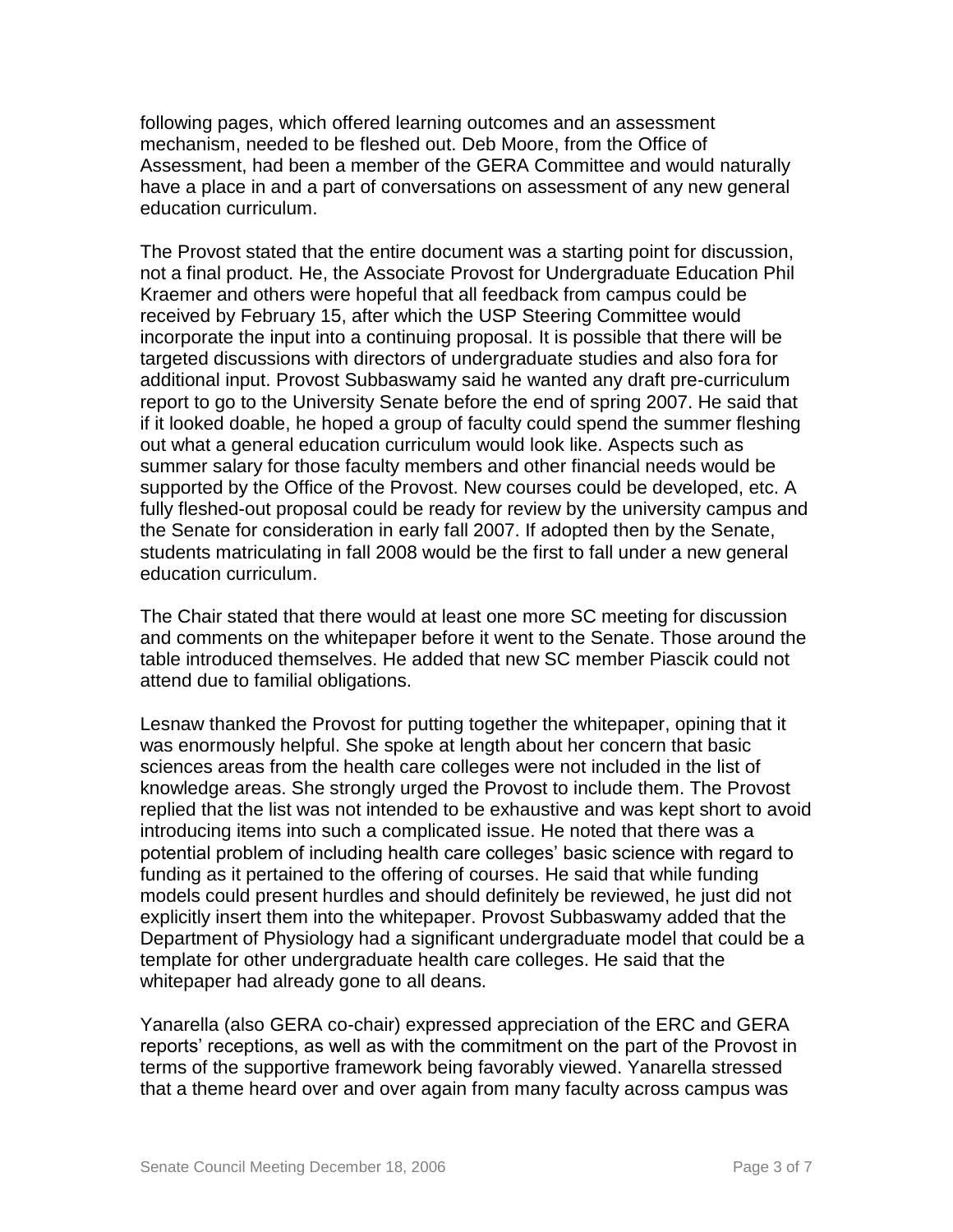following pages, which offered learning outcomes and an assessment mechanism, needed to be fleshed out. Deb Moore, from the Office of Assessment, had been a member of the GERA Committee and would naturally have a place in and a part of conversations on assessment of any new general education curriculum.

The Provost stated that the entire document was a starting point for discussion, not a final product. He, the Associate Provost for Undergraduate Education Phil Kraemer and others were hopeful that all feedback from campus could be received by February 15, after which the USP Steering Committee would incorporate the input into a continuing proposal. It is possible that there will be targeted discussions with directors of undergraduate studies and also fora for additional input. Provost Subbaswamy said he wanted any draft pre-curriculum report to go to the University Senate before the end of spring 2007. He said that if it looked doable, he hoped a group of faculty could spend the summer fleshing out what a general education curriculum would look like. Aspects such as summer salary for those faculty members and other financial needs would be supported by the Office of the Provost. New courses could be developed, etc. A fully fleshed-out proposal could be ready for review by the university campus and the Senate for consideration in early fall 2007. If adopted then by the Senate, students matriculating in fall 2008 would be the first to fall under a new general education curriculum.

The Chair stated that there would at least one more SC meeting for discussion and comments on the whitepaper before it went to the Senate. Those around the table introduced themselves. He added that new SC member Piascik could not attend due to familial obligations.

Lesnaw thanked the Provost for putting together the whitepaper, opining that it was enormously helpful. She spoke at length about her concern that basic sciences areas from the health care colleges were not included in the list of knowledge areas. She strongly urged the Provost to include them. The Provost replied that the list was not intended to be exhaustive and was kept short to avoid introducing items into such a complicated issue. He noted that there was a potential problem of including health care colleges' basic science with regard to funding as it pertained to the offering of courses. He said that while funding models could present hurdles and should definitely be reviewed, he just did not explicitly insert them into the whitepaper. Provost Subbaswamy added that the Department of Physiology had a significant undergraduate model that could be a template for other undergraduate health care colleges. He said that the whitepaper had already gone to all deans.

Yanarella (also GERA co-chair) expressed appreciation of the ERC and GERA reports' receptions, as well as with the commitment on the part of the Provost in terms of the supportive framework being favorably viewed. Yanarella stressed that a theme heard over and over again from many faculty across campus was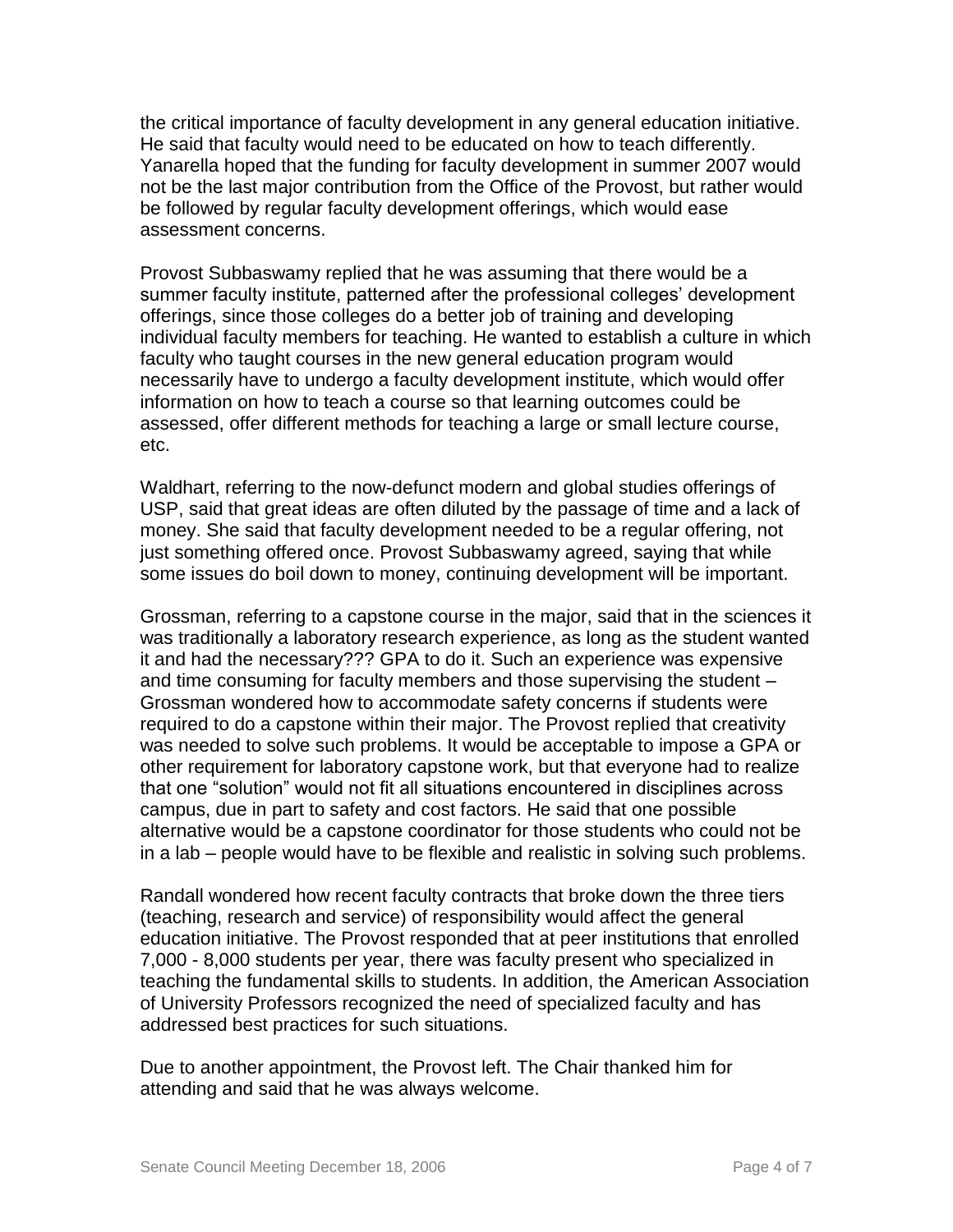the critical importance of faculty development in any general education initiative. He said that faculty would need to be educated on how to teach differently. Yanarella hoped that the funding for faculty development in summer 2007 would not be the last major contribution from the Office of the Provost, but rather would be followed by regular faculty development offerings, which would ease assessment concerns.

Provost Subbaswamy replied that he was assuming that there would be a summer faculty institute, patterned after the professional colleges' development offerings, since those colleges do a better job of training and developing individual faculty members for teaching. He wanted to establish a culture in which faculty who taught courses in the new general education program would necessarily have to undergo a faculty development institute, which would offer information on how to teach a course so that learning outcomes could be assessed, offer different methods for teaching a large or small lecture course, etc.

Waldhart, referring to the now-defunct modern and global studies offerings of USP, said that great ideas are often diluted by the passage of time and a lack of money. She said that faculty development needed to be a regular offering, not just something offered once. Provost Subbaswamy agreed, saying that while some issues do boil down to money, continuing development will be important.

Grossman, referring to a capstone course in the major, said that in the sciences it was traditionally a laboratory research experience, as long as the student wanted it and had the necessary??? GPA to do it. Such an experience was expensive and time consuming for faculty members and those supervising the student – Grossman wondered how to accommodate safety concerns if students were required to do a capstone within their major. The Provost replied that creativity was needed to solve such problems. It would be acceptable to impose a GPA or other requirement for laboratory capstone work, but that everyone had to realize that one "solution" would not fit all situations encountered in disciplines across campus, due in part to safety and cost factors. He said that one possible alternative would be a capstone coordinator for those students who could not be in a lab – people would have to be flexible and realistic in solving such problems.

Randall wondered how recent faculty contracts that broke down the three tiers (teaching, research and service) of responsibility would affect the general education initiative. The Provost responded that at peer institutions that enrolled 7,000 - 8,000 students per year, there was faculty present who specialized in teaching the fundamental skills to students. In addition, the American Association of University Professors recognized the need of specialized faculty and has addressed best practices for such situations.

Due to another appointment, the Provost left. The Chair thanked him for attending and said that he was always welcome.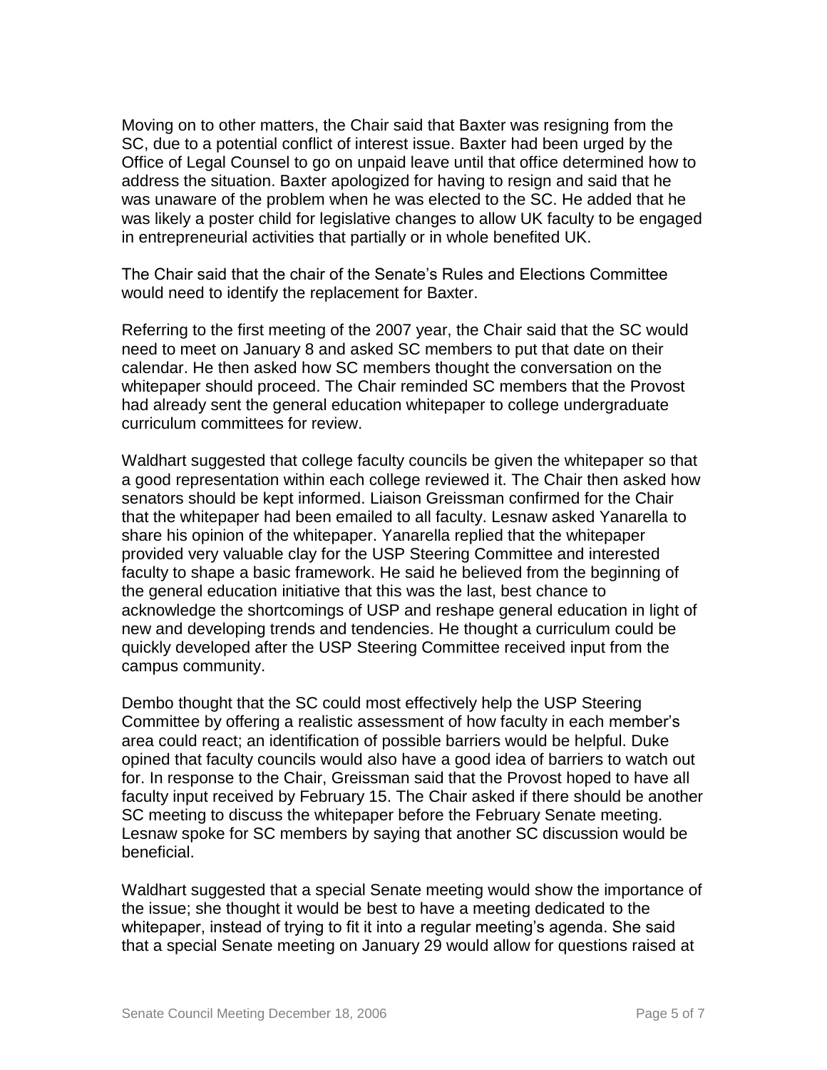Moving on to other matters, the Chair said that Baxter was resigning from the SC, due to a potential conflict of interest issue. Baxter had been urged by the Office of Legal Counsel to go on unpaid leave until that office determined how to address the situation. Baxter apologized for having to resign and said that he was unaware of the problem when he was elected to the SC. He added that he was likely a poster child for legislative changes to allow UK faculty to be engaged in entrepreneurial activities that partially or in whole benefited UK.

The Chair said that the chair of the Senate's Rules and Elections Committee would need to identify the replacement for Baxter.

Referring to the first meeting of the 2007 year, the Chair said that the SC would need to meet on January 8 and asked SC members to put that date on their calendar. He then asked how SC members thought the conversation on the whitepaper should proceed. The Chair reminded SC members that the Provost had already sent the general education whitepaper to college undergraduate curriculum committees for review.

Waldhart suggested that college faculty councils be given the whitepaper so that a good representation within each college reviewed it. The Chair then asked how senators should be kept informed. Liaison Greissman confirmed for the Chair that the whitepaper had been emailed to all faculty. Lesnaw asked Yanarella to share his opinion of the whitepaper. Yanarella replied that the whitepaper provided very valuable clay for the USP Steering Committee and interested faculty to shape a basic framework. He said he believed from the beginning of the general education initiative that this was the last, best chance to acknowledge the shortcomings of USP and reshape general education in light of new and developing trends and tendencies. He thought a curriculum could be quickly developed after the USP Steering Committee received input from the campus community.

Dembo thought that the SC could most effectively help the USP Steering Committee by offering a realistic assessment of how faculty in each member's area could react; an identification of possible barriers would be helpful. Duke opined that faculty councils would also have a good idea of barriers to watch out for. In response to the Chair, Greissman said that the Provost hoped to have all faculty input received by February 15. The Chair asked if there should be another SC meeting to discuss the whitepaper before the February Senate meeting. Lesnaw spoke for SC members by saying that another SC discussion would be beneficial.

Waldhart suggested that a special Senate meeting would show the importance of the issue; she thought it would be best to have a meeting dedicated to the whitepaper, instead of trying to fit it into a regular meeting's agenda. She said that a special Senate meeting on January 29 would allow for questions raised at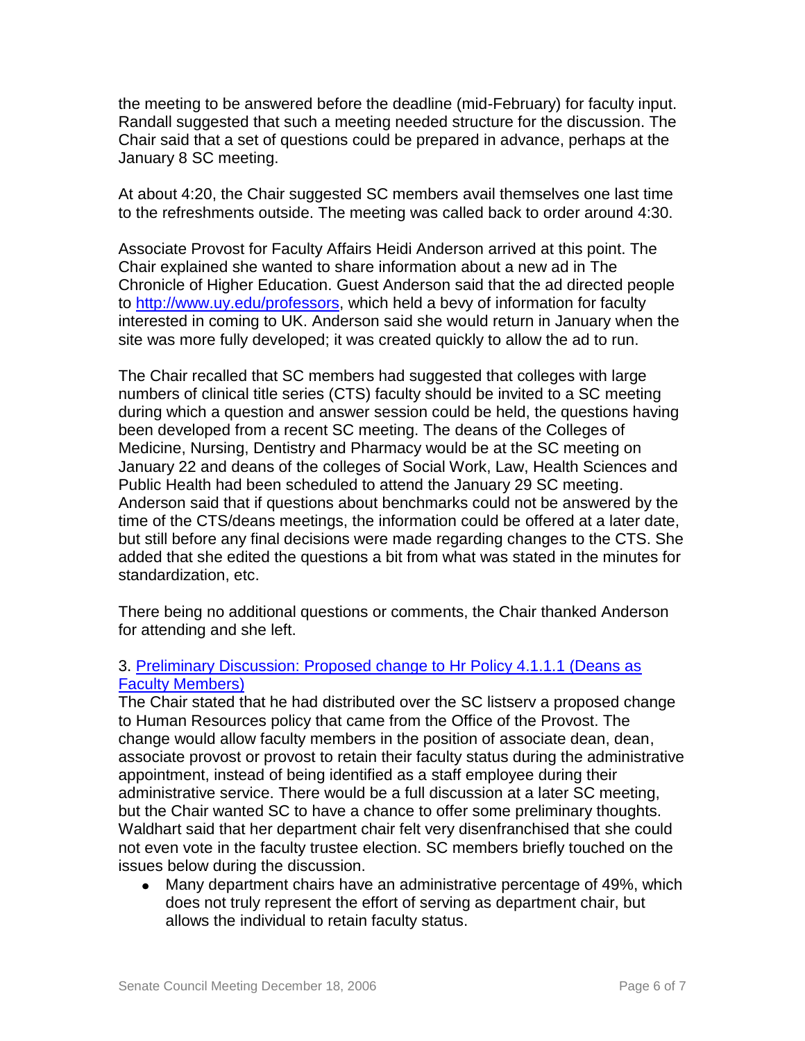the meeting to be answered before the deadline (mid-February) for faculty input. Randall suggested that such a meeting needed structure for the discussion. The Chair said that a set of questions could be prepared in advance, perhaps at the January 8 SC meeting.

At about 4:20, the Chair suggested SC members avail themselves one last time to the refreshments outside. The meeting was called back to order around 4:30.

Associate Provost for Faculty Affairs Heidi Anderson arrived at this point. The Chair explained she wanted to share information about a new ad in The Chronicle of Higher Education. Guest Anderson said that the ad directed people to [http://www.uy.edu/professors](http://www.uy.edu/professors), which held a bevy of information for faculty interested in coming to UK. Anderson said she would return in January when the site was more fully developed; it was created quickly to allow the ad to run.

The Chair recalled that SC members had suggested that colleges with large numbers of clinical title series (CTS) faculty should be invited to a SC meeting during which a question and answer session could be held, the questions having been developed from a recent SC meeting. The deans of the Colleges of Medicine, Nursing, Dentistry and Pharmacy would be at the SC meeting on January 22 and deans of the colleges of Social Work, Law, Health Sciences and Public Health had been scheduled to attend the January 29 SC meeting. Anderson said that if questions about benchmarks could not be answered by the time of the CTS/deans meetings, the information could be offered at a later date, but still before any final decisions were made regarding changes to the CTS. She added that she edited the questions a bit from what was stated in the minutes for standardization, etc.

There being no additional questions or comments, the Chair thanked Anderson for attending and she left.

3. [Preliminary Discussion: Proposed change to Hr Policy 4.1.1.1 (Deans as Faculty Members)]()

The Chair stated that he had distributed over the SC listserv a proposed change to Human Resources policy that came from the Office of the Provost. The change would allow faculty members in the position of associate dean, dean, associate provost or provost to retain their faculty status during the administrative appointment, instead of being identified as a staff employee during their administrative service. There would be a full discussion at a later SC meeting, but the Chair wanted SC to have a chance to offer some preliminary thoughts. Waldhart said that her department chair felt very disenfranchised that she could not even vote in the faculty trustee election. SC members briefly touched on the issues below during the discussion.

- Many department chairs have an administrative percentage of 49%, which does not truly represent the effort of serving as department chair, but allows the individual to retain faculty status.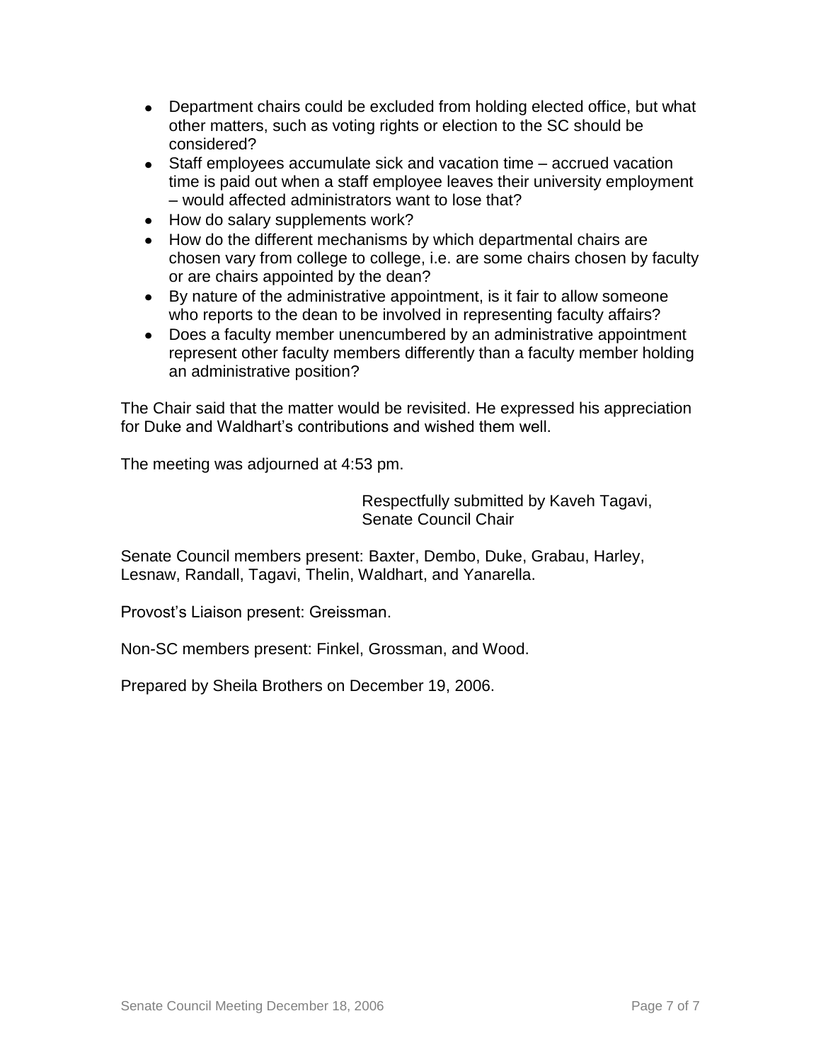- Department chairs could be excluded from holding elected office, but what other matters, such as voting rights or election to the SC should be considered?
- Staff employees accumulate sick and vacation time – accrued vacation time is paid out when a staff employee leaves their university employment – would affected administrators want to lose that?
- How do salary supplements work?
- How do the different mechanisms by which departmental chairs are chosen vary from college to college, i.e. are some chairs chosen by faculty or are chairs appointed by the dean?
- By nature of the administrative appointment, is it fair to allow someone who reports to the dean to be involved in representing faculty affairs?
- Does a faculty member unencumbered by an administrative appointment represent other faculty members differently than a faculty member holding an administrative position?

The Chair said that the matter would be revisited. He expressed his appreciation for Duke and Waldhart's contributions and wished them well.

The meeting was adjourned at 4:53 pm.

Respectfully submitted by Kaveh Tagavi,
Senate Council Chair

Senate Council members present: Baxter, Dembo, Duke, Grabau, Harley, Lesnaw, Randall, Tagavi, Thelin, Waldhart, and Yanarella.

Provost's Liaison present: Greissman.

Non-SC members present: Finkel, Grossman, and Wood.

Prepared by Sheila Brothers on December 19, 2006.